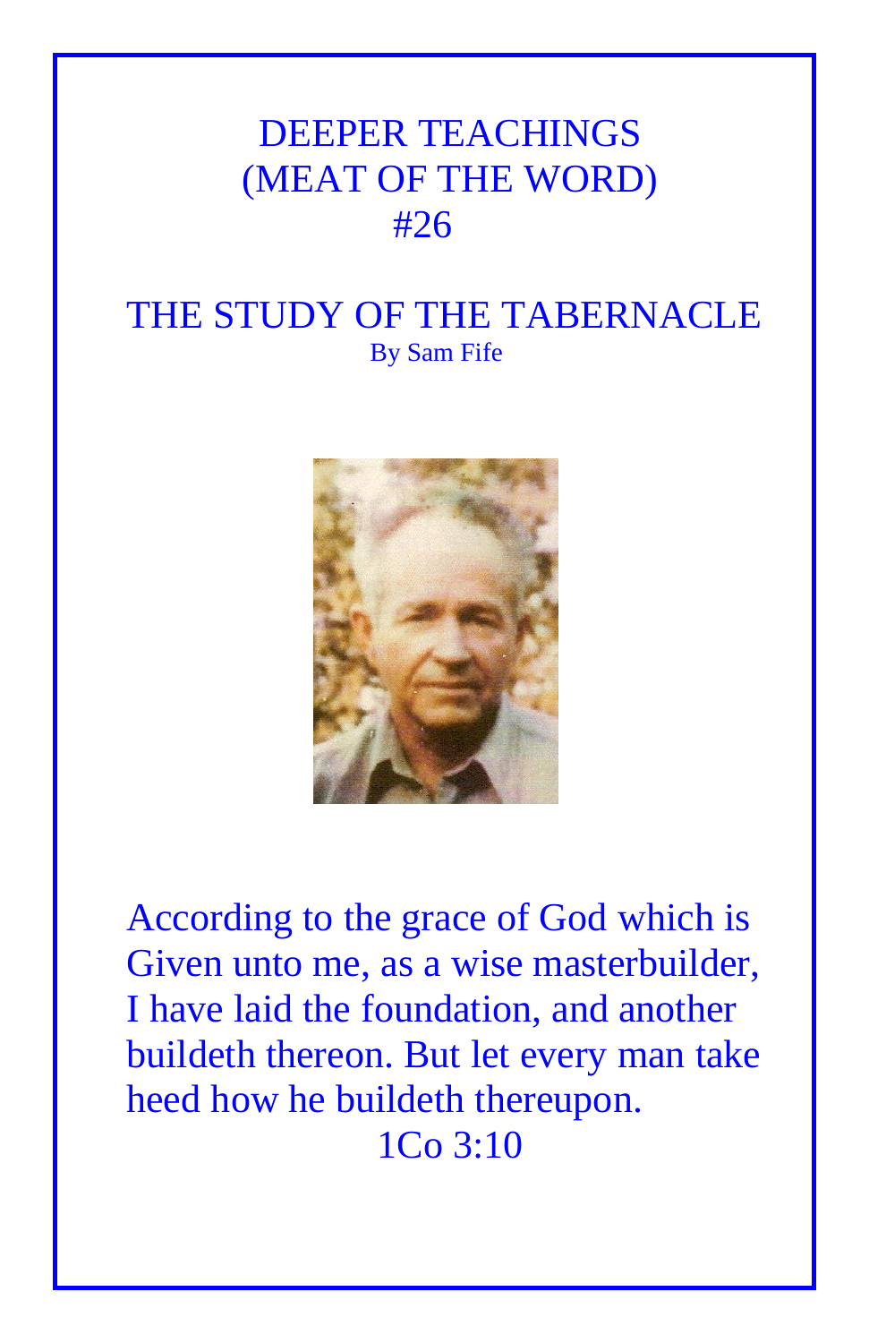# DEEPER TEACHINGS
# (MEAT OF THE WORD)
# #26

## THE STUDY OF THE TABERNACLE

By Sam Fife

According to the grace of God which is Given unto me, as a wise masterbuilder, I have laid the foundation, and another buildeth thereon. But let every man take heed how he buildeth thereupon.

1Co 3:10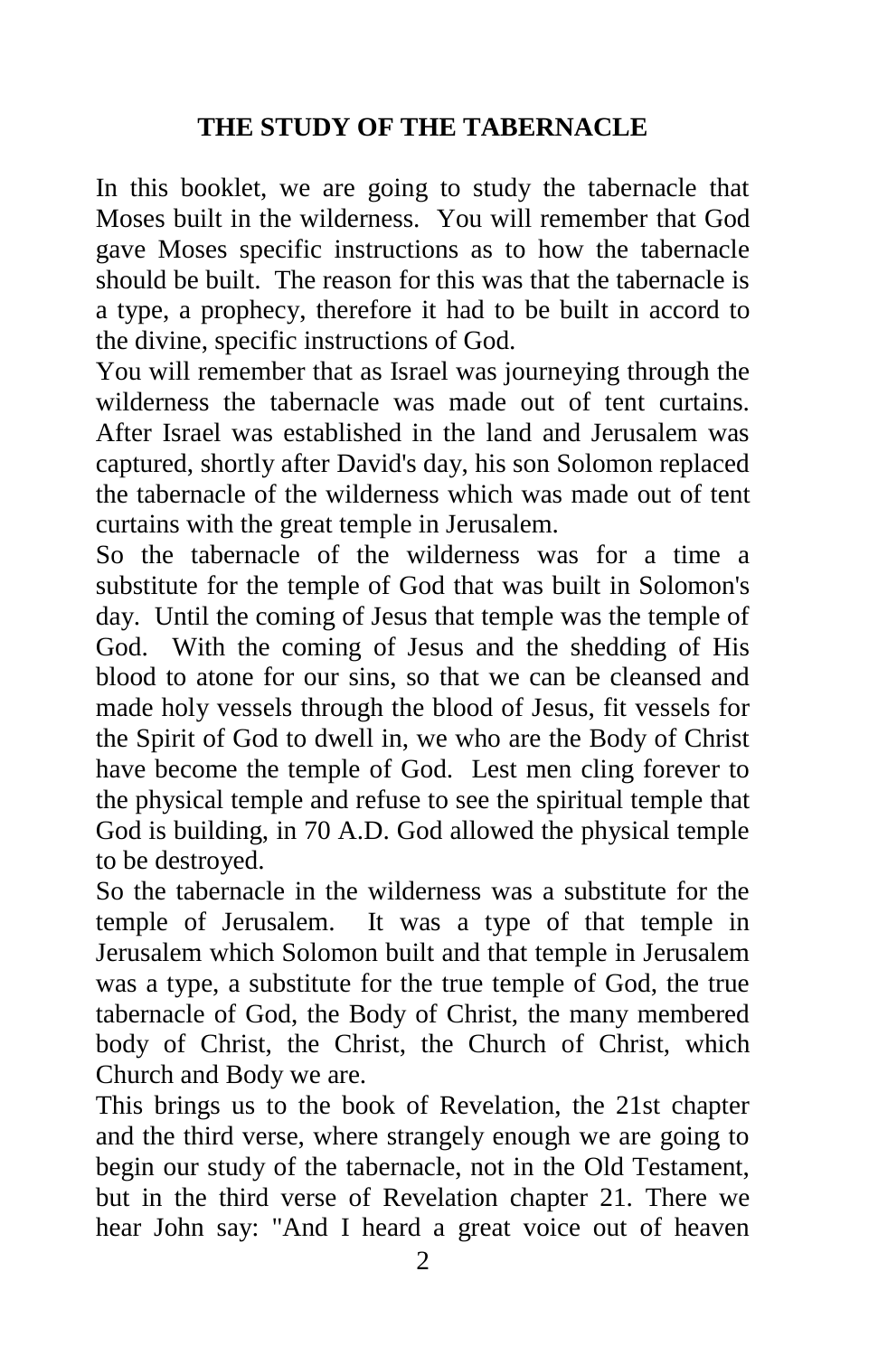# THE STUDY OF THE TABERNACLE

In this booklet, we are going to study the tabernacle that Moses built in the wilderness. You will remember that God gave Moses specific instructions as to how the tabernacle should be built. The reason for this was that the tabernacle is a type, a prophecy, therefore it had to be built in accord to the divine, specific instructions of God.

You will remember that as Israel was journeying through the wilderness the tabernacle was made out of tent curtains. After Israel was established in the land and Jerusalem was captured, shortly after David's day, his son Solomon replaced the tabernacle of the wilderness which was made out of tent curtains with the great temple in Jerusalem.

So the tabernacle of the wilderness was for a time a substitute for the temple of God that was built in Solomon's day. Until the coming of Jesus that temple was the temple of God. With the coming of Jesus and the shedding of His blood to atone for our sins, so that we can be cleansed and made holy vessels through the blood of Jesus, fit vessels for the Spirit of God to dwell in, we who are the Body of Christ have become the temple of God. Lest men cling forever to the physical temple and refuse to see the spiritual temple that God is building, in 70 A.D. God allowed the physical temple to be destroyed.

So the tabernacle in the wilderness was a substitute for the temple of Jerusalem. It was a type of that temple in Jerusalem which Solomon built and that temple in Jerusalem was a type, a substitute for the true temple of God, the true tabernacle of God, the Body of Christ, the many membered body of Christ, the Christ, the Church of Christ, which Church and Body we are.

This brings us to the book of Revelation, the 21st chapter and the third verse, where strangely enough we are going to begin our study of the tabernacle, not in the Old Testament, but in the third verse of Revelation chapter 21. There we hear John say: "And I heard a great voice out of heaven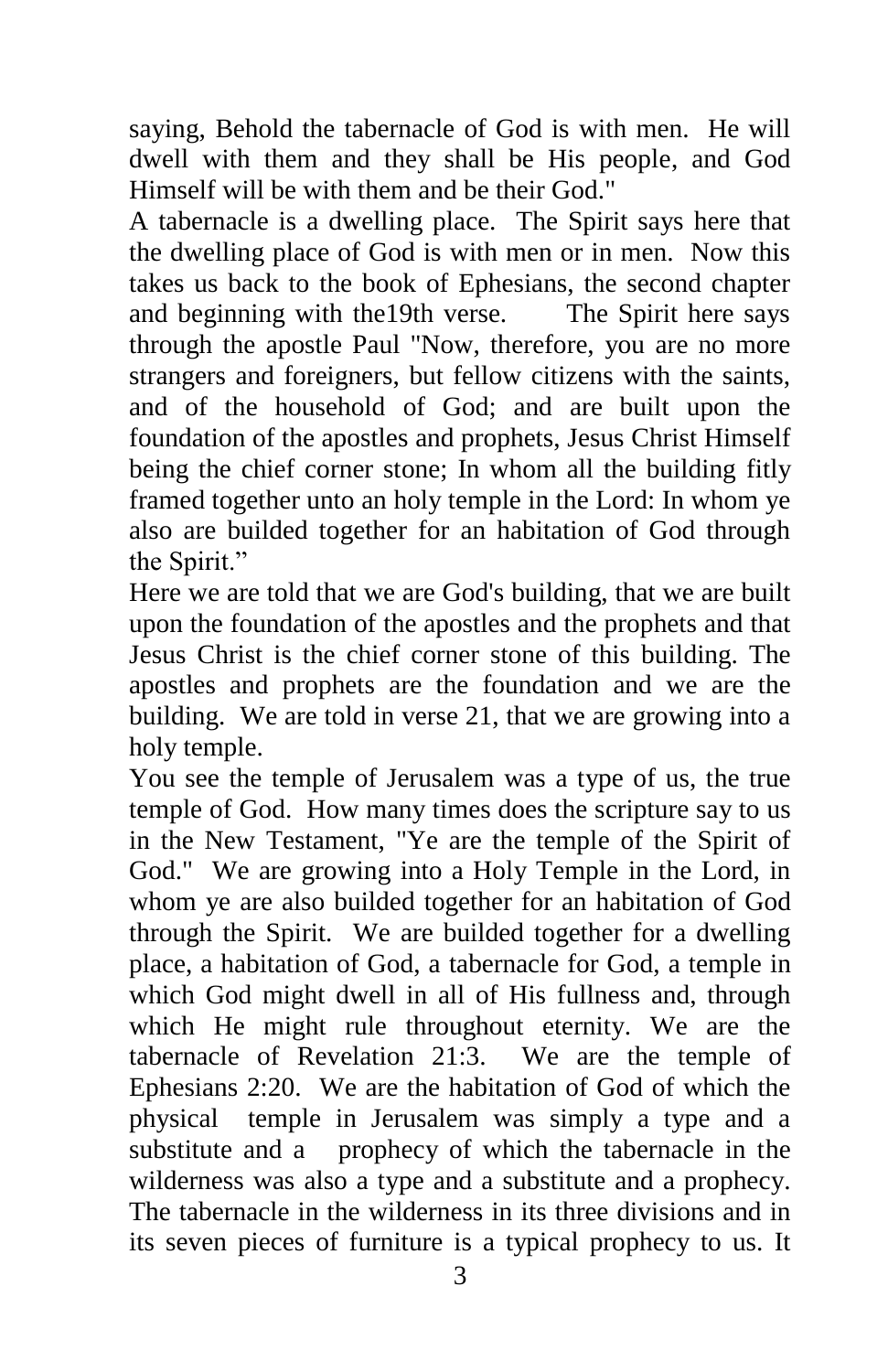saying, Behold the tabernacle of God is with men. He will dwell with them and they shall be His people, and God Himself will be with them and be their God."

A tabernacle is a dwelling place. The Spirit says here that the dwelling place of God is with men or in men. Now this takes us back to the book of Ephesians, the second chapter and beginning with the19th verse. The Spirit here says through the apostle Paul "Now, therefore, you are no more strangers and foreigners, but fellow citizens with the saints, and of the household of God; and are built upon the foundation of the apostles and prophets, Jesus Christ Himself being the chief corner stone; In whom all the building fitly framed together unto an holy temple in the Lord: In whom ye also are builded together for an habitation of God through the Spirit."

Here we are told that we are God's building, that we are built upon the foundation of the apostles and the prophets and that Jesus Christ is the chief corner stone of this building. The apostles and prophets are the foundation and we are the building. We are told in verse 21, that we are growing into a holy temple.

You see the temple of Jerusalem was a type of us, the true temple of God. How many times does the scripture say to us in the New Testament, "Ye are the temple of the Spirit of God." We are growing into a Holy Temple in the Lord, in whom ye are also builded together for an habitation of God through the Spirit. We are builded together for a dwelling place, a habitation of God, a tabernacle for God, a temple in which God might dwell in all of His fullness and, through which He might rule throughout eternity. We are the tabernacle of Revelation 21:3. We are the temple of Ephesians 2:20. We are the habitation of God of which the physical temple in Jerusalem was simply a type and a substitute and a prophecy of which the tabernacle in the wilderness was also a type and a substitute and a prophecy. The tabernacle in the wilderness in its three divisions and in its seven pieces of furniture is a typical prophecy to us. It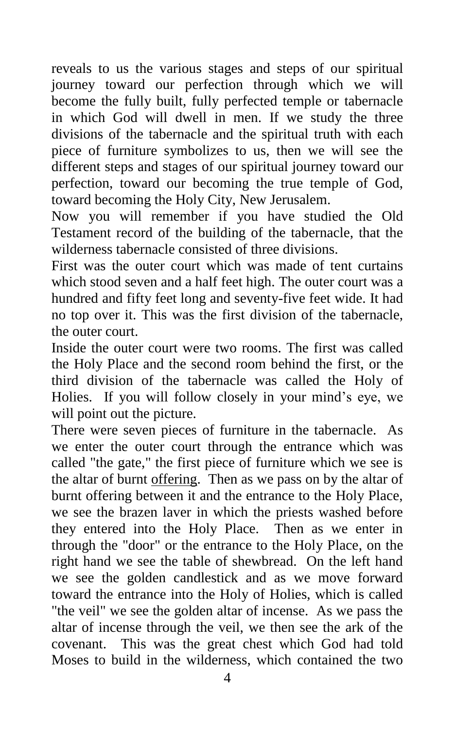reveals to us the various stages and steps of our spiritual journey toward our perfection through which we will become the fully built, fully perfected temple or tabernacle in which God will dwell in men. If we study the three divisions of the tabernacle and the spiritual truth with each piece of furniture symbolizes to us, then we will see the different steps and stages of our spiritual journey toward our perfection, toward our becoming the true temple of God, toward becoming the Holy City, New Jerusalem.

Now you will remember if you have studied the Old Testament record of the building of the tabernacle, that the wilderness tabernacle consisted of three divisions.

First was the outer court which was made of tent curtains which stood seven and a half feet high. The outer court was a hundred and fifty feet long and seventy-five feet wide. It had no top over it. This was the first division of the tabernacle, the outer court.

Inside the outer court were two rooms. The first was called the Holy Place and the second room behind the first, or the third division of the tabernacle was called the Holy of Holies. If you will follow closely in your mind's eye, we will point out the picture.

There were seven pieces of furniture in the tabernacle. As we enter the outer court through the entrance which was called "the gate," the first piece of furniture which we see is the altar of burnt offering. Then as we pass on by the altar of burnt offering between it and the entrance to the Holy Place, we see the brazen laver in which the priests washed before they entered into the Holy Place. Then as we enter in through the "door" or the entrance to the Holy Place, on the right hand we see the table of shewbread. On the left hand we see the golden candlestick and as we move forward toward the entrance into the Holy of Holies, which is called "the veil" we see the golden altar of incense. As we pass the altar of incense through the veil, we then see the ark of the covenant. This was the great chest which God had told Moses to build in the wilderness, which contained the two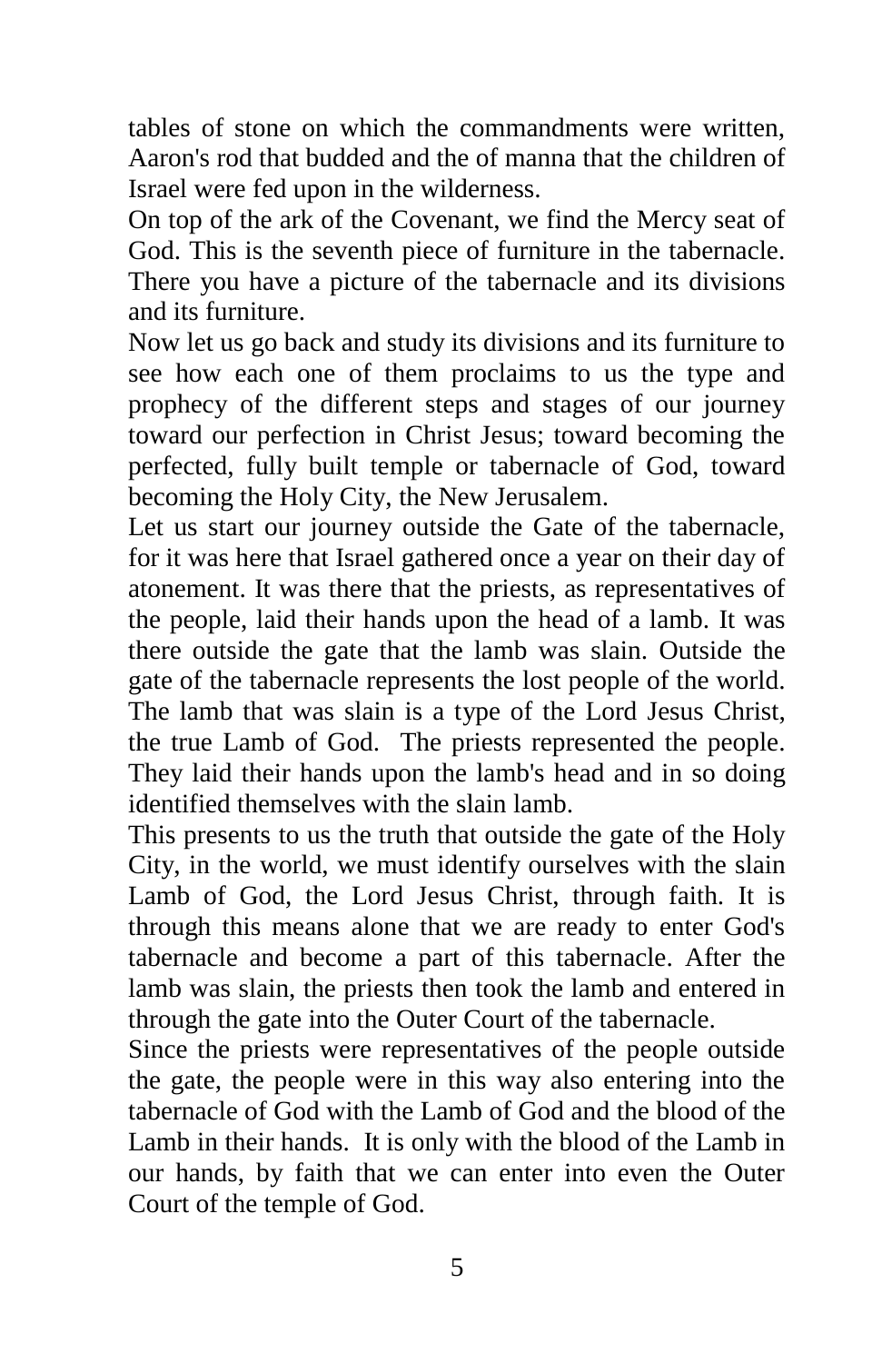tables of stone on which the commandments were written, Aaron's rod that budded and the of manna that the children of Israel were fed upon in the wilderness.

On top of the ark of the Covenant, we find the Mercy seat of God. This is the seventh piece of furniture in the tabernacle. There you have a picture of the tabernacle and its divisions and its furniture.

Now let us go back and study its divisions and its furniture to see how each one of them proclaims to us the type and prophecy of the different steps and stages of our journey toward our perfection in Christ Jesus; toward becoming the perfected, fully built temple or tabernacle of God, toward becoming the Holy City, the New Jerusalem.

Let us start our journey outside the Gate of the tabernacle, for it was here that Israel gathered once a year on their day of atonement. It was there that the priests, as representatives of the people, laid their hands upon the head of a lamb. It was there outside the gate that the lamb was slain. Outside the gate of the tabernacle represents the lost people of the world. The lamb that was slain is a type of the Lord Jesus Christ, the true Lamb of God. The priests represented the people. They laid their hands upon the lamb's head and in so doing identified themselves with the slain lamb.

This presents to us the truth that outside the gate of the Holy City, in the world, we must identify ourselves with the slain Lamb of God, the Lord Jesus Christ, through faith. It is through this means alone that we are ready to enter God's tabernacle and become a part of this tabernacle. After the lamb was slain, the priests then took the lamb and entered in through the gate into the Outer Court of the tabernacle.

Since the priests were representatives of the people outside the gate, the people were in this way also entering into the tabernacle of God with the Lamb of God and the blood of the Lamb in their hands. It is only with the blood of the Lamb in our hands, by faith that we can enter into even the Outer Court of the temple of God.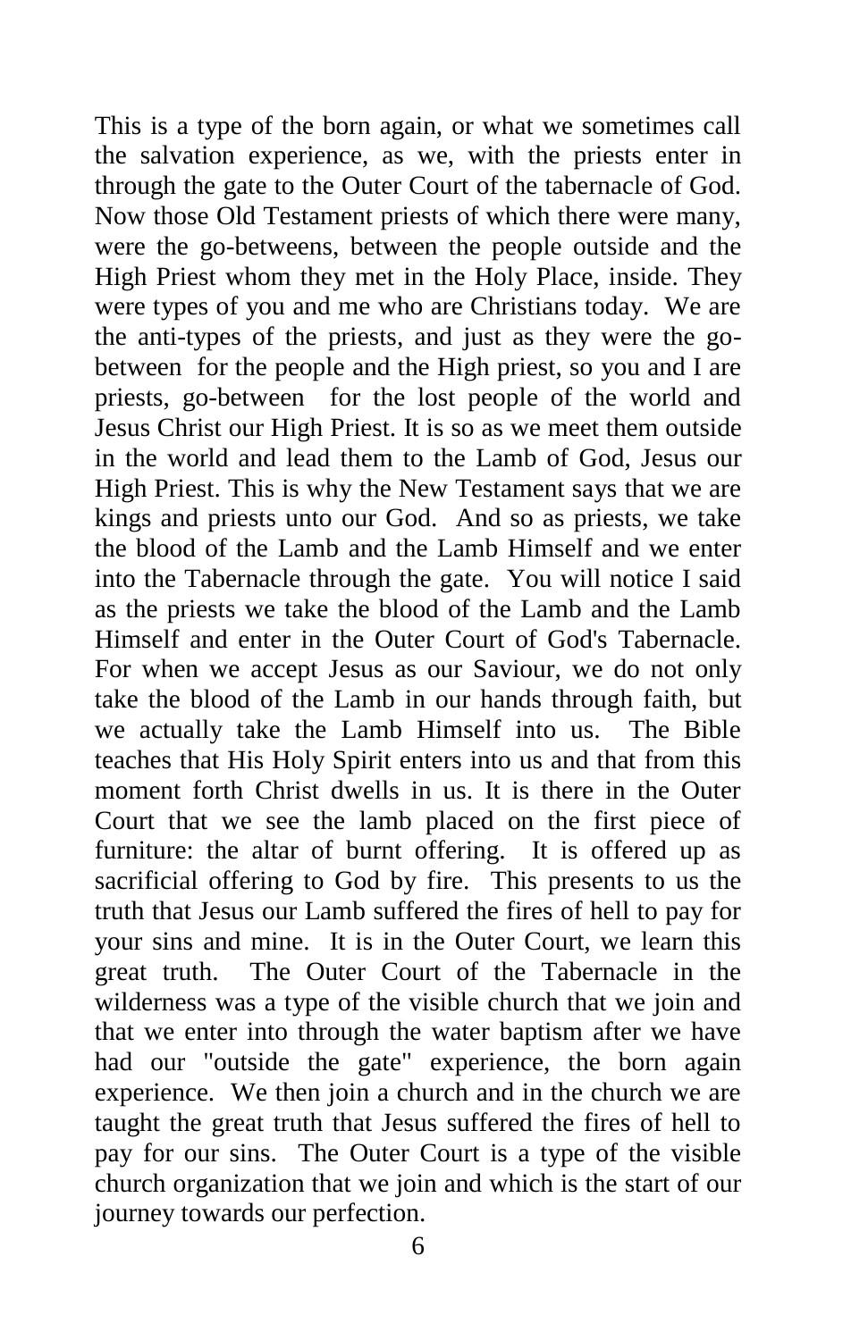This is a type of the born again, or what we sometimes call the salvation experience, as we, with the priests enter in through the gate to the Outer Court of the tabernacle of God. Now those Old Testament priests of which there were many, were the go-betweens, between the people outside and the High Priest whom they met in the Holy Place, inside. They were types of you and me who are Christians today. We are the anti-types of the priests, and just as they were the go-between for the people and the High priest, so you and I are priests, go-between for the lost people of the world and Jesus Christ our High Priest. It is so as we meet them outside in the world and lead them to the Lamb of God, Jesus our High Priest. This is why the New Testament says that we are kings and priests unto our God. And so as priests, we take the blood of the Lamb and the Lamb Himself and we enter into the Tabernacle through the gate. You will notice I said as the priests we take the blood of the Lamb and the Lamb Himself and enter in the Outer Court of God's Tabernacle. For when we accept Jesus as our Saviour, we do not only take the blood of the Lamb in our hands through faith, but we actually take the Lamb Himself into us. The Bible teaches that His Holy Spirit enters into us and that from this moment forth Christ dwells in us. It is there in the Outer Court that we see the lamb placed on the first piece of furniture: the altar of burnt offering. It is offered up as sacrificial offering to God by fire. This presents to us the truth that Jesus our Lamb suffered the fires of hell to pay for your sins and mine. It is in the Outer Court, we learn this great truth. The Outer Court of the Tabernacle in the wilderness was a type of the visible church that we join and that we enter into through the water baptism after we have had our "outside the gate" experience, the born again experience. We then join a church and in the church we are taught the great truth that Jesus suffered the fires of hell to pay for our sins. The Outer Court is a type of the visible church organization that we join and which is the start of our journey towards our perfection.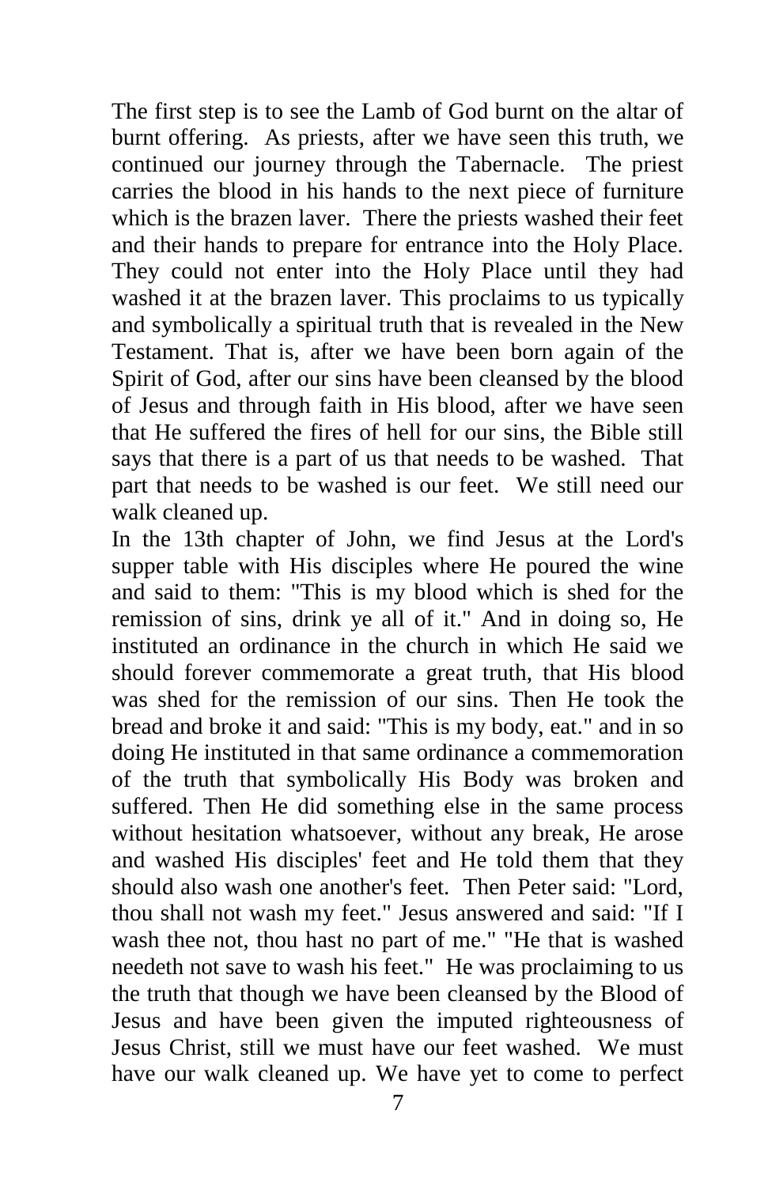The first step is to see the Lamb of God burnt on the altar of burnt offering. As priests, after we have seen this truth, we continued our journey through the Tabernacle. The priest carries the blood in his hands to the next piece of furniture which is the brazen laver. There the priests washed their feet and their hands to prepare for entrance into the Holy Place. They could not enter into the Holy Place until they had washed it at the brazen laver. This proclaims to us typically and symbolically a spiritual truth that is revealed in the New Testament. That is, after we have been born again of the Spirit of God, after our sins have been cleansed by the blood of Jesus and through faith in His blood, after we have seen that He suffered the fires of hell for our sins, the Bible still says that there is a part of us that needs to be washed. That part that needs to be washed is our feet. We still need our walk cleaned up.

In the 13th chapter of John, we find Jesus at the Lord's supper table with His disciples where He poured the wine and said to them: "This is my blood which is shed for the remission of sins, drink ye all of it." And in doing so, He instituted an ordinance in the church in which He said we should forever commemorate a great truth, that His blood was shed for the remission of our sins. Then He took the bread and broke it and said: "This is my body, eat." and in so doing He instituted in that same ordinance a commemoration of the truth that symbolically His Body was broken and suffered. Then He did something else in the same process without hesitation whatsoever, without any break, He arose and washed His disciples' feet and He told them that they should also wash one another's feet. Then Peter said: "Lord, thou shall not wash my feet." Jesus answered and said: "If I wash thee not, thou hast no part of me." "He that is washed needeth not save to wash his feet." He was proclaiming to us the truth that though we have been cleansed by the Blood of Jesus and have been given the imputed righteousness of Jesus Christ, still we must have our feet washed. We must have our walk cleaned up. We have yet to come to perfect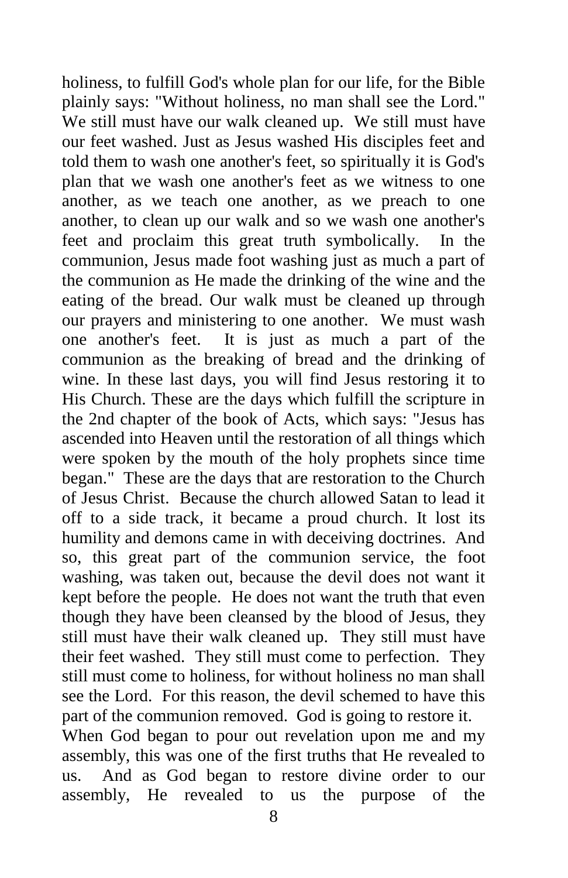holiness, to fulfill God's whole plan for our life, for the Bible plainly says: "Without holiness, no man shall see the Lord." We still must have our walk cleaned up. We still must have our feet washed. Just as Jesus washed His disciples feet and told them to wash one another's feet, so spiritually it is God's plan that we wash one another's feet as we witness to one another, as we teach one another, as we preach to one another, to clean up our walk and so we wash one another's feet and proclaim this great truth symbolically. In the communion, Jesus made foot washing just as much a part of the communion as He made the drinking of the wine and the eating of the bread. Our walk must be cleaned up through our prayers and ministering to one another. We must wash one another's feet. It is just as much a part of the communion as the breaking of bread and the drinking of wine. In these last days, you will find Jesus restoring it to His Church. These are the days which fulfill the scripture in the 2nd chapter of the book of Acts, which says: "Jesus has ascended into Heaven until the restoration of all things which were spoken by the mouth of the holy prophets since time began." These are the days that are restoration to the Church of Jesus Christ. Because the church allowed Satan to lead it off to a side track, it became a proud church. It lost its humility and demons came in with deceiving doctrines. And so, this great part of the communion service, the foot washing, was taken out, because the devil does not want it kept before the people. He does not want the truth that even though they have been cleansed by the blood of Jesus, they still must have their walk cleaned up. They still must have their feet washed. They still must come to perfection. They still must come to holiness, for without holiness no man shall see the Lord. For this reason, the devil schemed to have this part of the communion removed. God is going to restore it.

When God began to pour out revelation upon me and my assembly, this was one of the first truths that He revealed to us. And as God began to restore divine order to our assembly, He revealed to us the purpose of the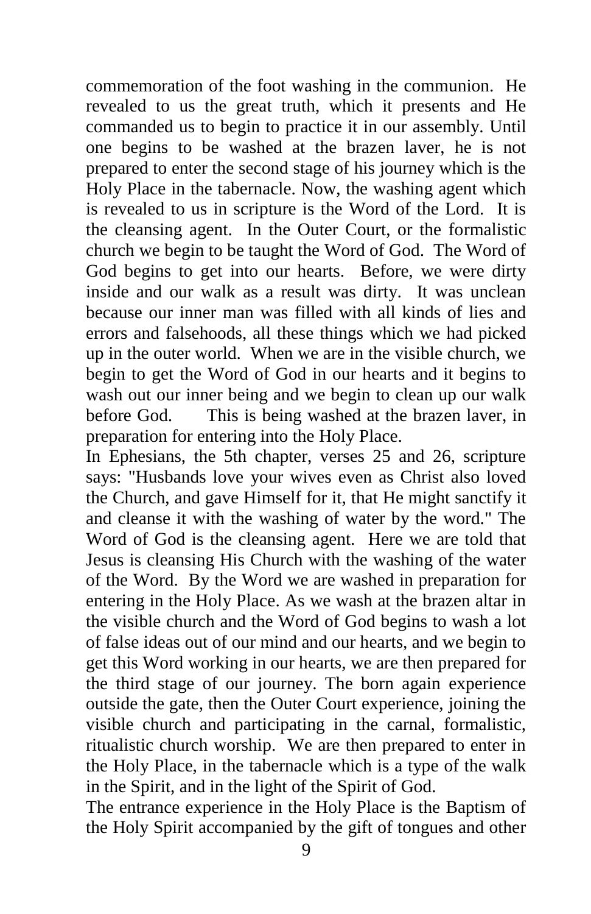commemoration of the foot washing in the communion. He revealed to us the great truth, which it presents and He commanded us to begin to practice it in our assembly. Until one begins to be washed at the brazen laver, he is not prepared to enter the second stage of his journey which is the Holy Place in the tabernacle. Now, the washing agent which is revealed to us in scripture is the Word of the Lord. It is the cleansing agent. In the Outer Court, or the formalistic church we begin to be taught the Word of God. The Word of God begins to get into our hearts. Before, we were dirty inside and our walk as a result was dirty. It was unclean because our inner man was filled with all kinds of lies and errors and falsehoods, all these things which we had picked up in the outer world. When we are in the visible church, we begin to get the Word of God in our hearts and it begins to wash out our inner being and we begin to clean up our walk before God. This is being washed at the brazen laver, in preparation for entering into the Holy Place.

In Ephesians, the 5th chapter, verses 25 and 26, scripture says: "Husbands love your wives even as Christ also loved the Church, and gave Himself for it, that He might sanctify it and cleanse it with the washing of water by the word." The Word of God is the cleansing agent. Here we are told that Jesus is cleansing His Church with the washing of the water of the Word. By the Word we are washed in preparation for entering in the Holy Place. As we wash at the brazen altar in the visible church and the Word of God begins to wash a lot of false ideas out of our mind and our hearts, and we begin to get this Word working in our hearts, we are then prepared for the third stage of our journey. The born again experience outside the gate, then the Outer Court experience, joining the visible church and participating in the carnal, formalistic, ritualistic church worship. We are then prepared to enter in the Holy Place, in the tabernacle which is a type of the walk in the Spirit, and in the light of the Spirit of God.

The entrance experience in the Holy Place is the Baptism of the Holy Spirit accompanied by the gift of tongues and other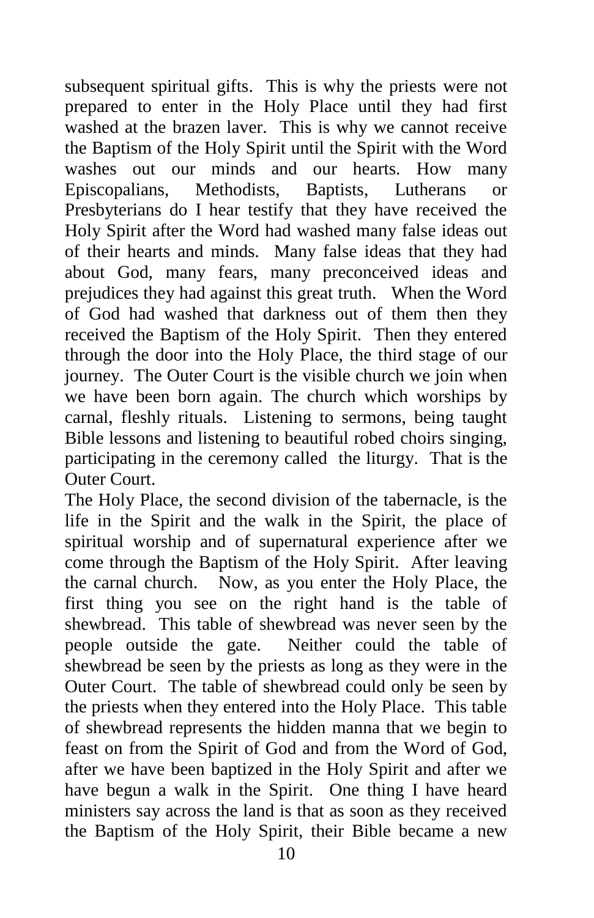subsequent spiritual gifts. This is why the priests were not prepared to enter in the Holy Place until they had first washed at the brazen laver. This is why we cannot receive the Baptism of the Holy Spirit until the Spirit with the Word washes out our minds and our hearts. How many Episcopalians, Methodists, Baptists, Lutherans or Presbyterians do I hear testify that they have received the Holy Spirit after the Word had washed many false ideas out of their hearts and minds. Many false ideas that they had about God, many fears, many preconceived ideas and prejudices they had against this great truth. When the Word of God had washed that darkness out of them then they received the Baptism of the Holy Spirit. Then they entered through the door into the Holy Place, the third stage of our journey. The Outer Court is the visible church we join when we have been born again. The church which worships by carnal, fleshly rituals. Listening to sermons, being taught Bible lessons and listening to beautiful robed choirs singing, participating in the ceremony called the liturgy. That is the Outer Court.

The Holy Place, the second division of the tabernacle, is the life in the Spirit and the walk in the Spirit, the place of spiritual worship and of supernatural experience after we come through the Baptism of the Holy Spirit. After leaving the carnal church. Now, as you enter the Holy Place, the first thing you see on the right hand is the table of shewbread. This table of shewbread was never seen by the people outside the gate. Neither could the table of shewbread be seen by the priests as long as they were in the Outer Court. The table of shewbread could only be seen by the priests when they entered into the Holy Place. This table of shewbread represents the hidden manna that we begin to feast on from the Spirit of God and from the Word of God, after we have been baptized in the Holy Spirit and after we have begun a walk in the Spirit. One thing I have heard ministers say across the land is that as soon as they received the Baptism of the Holy Spirit, their Bible became a new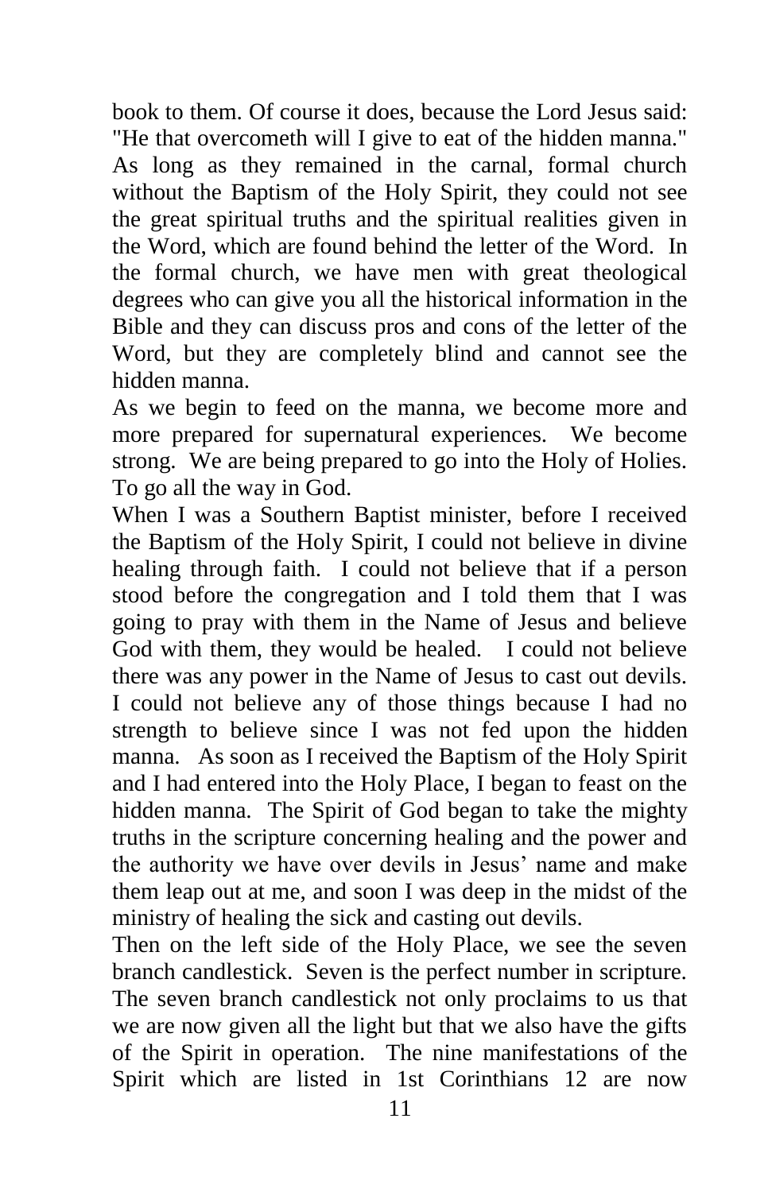book to them. Of course it does, because the Lord Jesus said: "He that overcometh will I give to eat of the hidden manna." As long as they remained in the carnal, formal church without the Baptism of the Holy Spirit, they could not see the great spiritual truths and the spiritual realities given in the Word, which are found behind the letter of the Word. In the formal church, we have men with great theological degrees who can give you all the historical information in the Bible and they can discuss pros and cons of the letter of the Word, but they are completely blind and cannot see the hidden manna.

As we begin to feed on the manna, we become more and more prepared for supernatural experiences. We become strong. We are being prepared to go into the Holy of Holies. To go all the way in God.

When I was a Southern Baptist minister, before I received the Baptism of the Holy Spirit, I could not believe in divine healing through faith. I could not believe that if a person stood before the congregation and I told them that I was going to pray with them in the Name of Jesus and believe God with them, they would be healed. I could not believe there was any power in the Name of Jesus to cast out devils. I could not believe any of those things because I had no strength to believe since I was not fed upon the hidden manna. As soon as I received the Baptism of the Holy Spirit and I had entered into the Holy Place, I began to feast on the hidden manna. The Spirit of God began to take the mighty truths in the scripture concerning healing and the power and the authority we have over devils in Jesus' name and make them leap out at me, and soon I was deep in the midst of the ministry of healing the sick and casting out devils.

Then on the left side of the Holy Place, we see the seven branch candlestick. Seven is the perfect number in scripture. The seven branch candlestick not only proclaims to us that we are now given all the light but that we also have the gifts of the Spirit in operation. The nine manifestations of the Spirit which are listed in 1st Corinthians 12 are now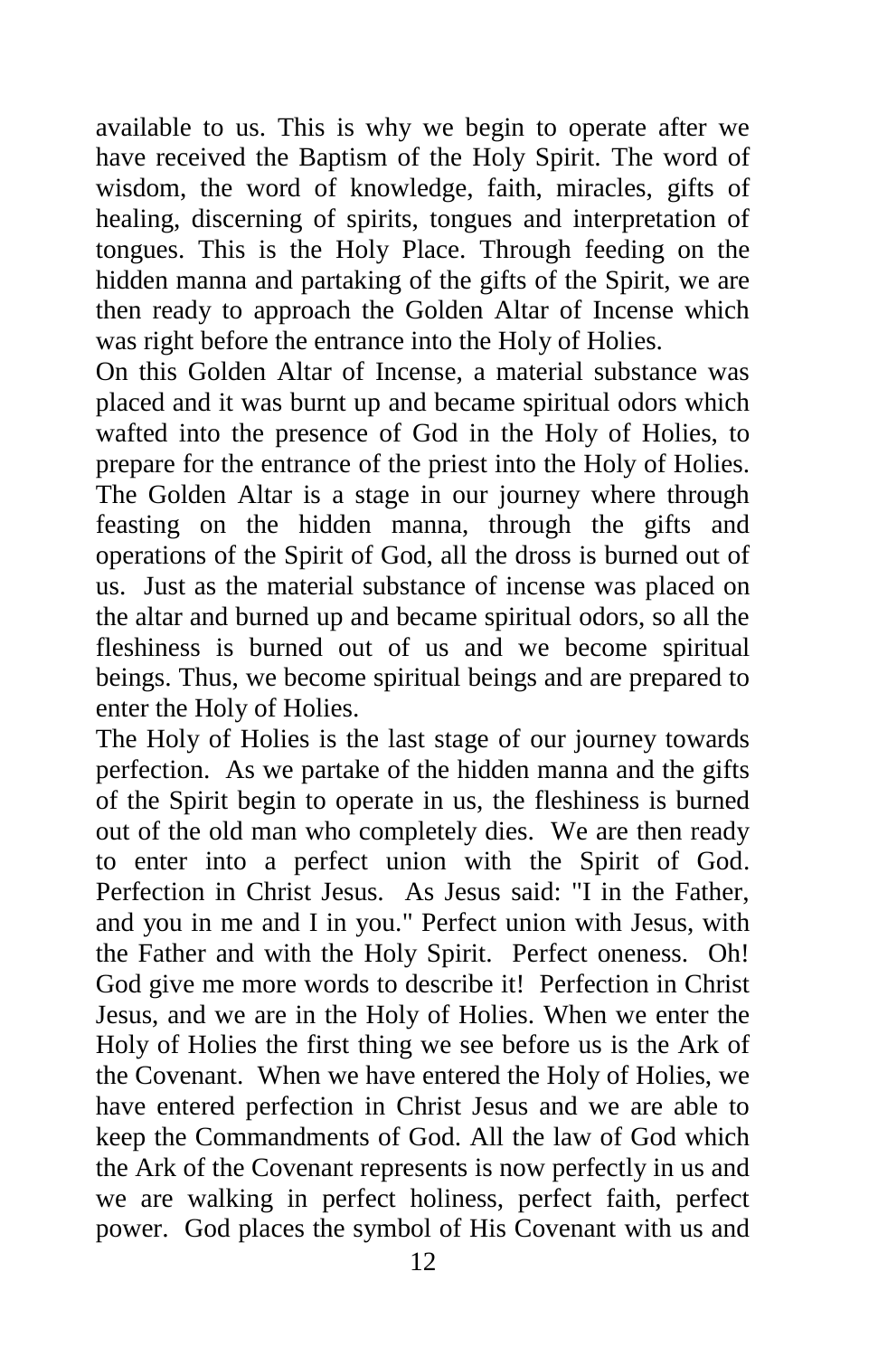available to us. This is why we begin to operate after we have received the Baptism of the Holy Spirit. The word of wisdom, the word of knowledge, faith, miracles, gifts of healing, discerning of spirits, tongues and interpretation of tongues. This is the Holy Place. Through feeding on the hidden manna and partaking of the gifts of the Spirit, we are then ready to approach the Golden Altar of Incense which was right before the entrance into the Holy of Holies.

On this Golden Altar of Incense, a material substance was placed and it was burnt up and became spiritual odors which wafted into the presence of God in the Holy of Holies, to prepare for the entrance of the priest into the Holy of Holies. The Golden Altar is a stage in our journey where through feasting on the hidden manna, through the gifts and operations of the Spirit of God, all the dross is burned out of us. Just as the material substance of incense was placed on the altar and burned up and became spiritual odors, so all the fleshiness is burned out of us and we become spiritual beings. Thus, we become spiritual beings and are prepared to enter the Holy of Holies.

The Holy of Holies is the last stage of our journey towards perfection. As we partake of the hidden manna and the gifts of the Spirit begin to operate in us, the fleshiness is burned out of the old man who completely dies. We are then ready to enter into a perfect union with the Spirit of God. Perfection in Christ Jesus. As Jesus said: "I in the Father, and you in me and I in you." Perfect union with Jesus, with the Father and with the Holy Spirit. Perfect oneness. Oh! God give me more words to describe it! Perfection in Christ Jesus, and we are in the Holy of Holies. When we enter the Holy of Holies the first thing we see before us is the Ark of the Covenant. When we have entered the Holy of Holies, we have entered perfection in Christ Jesus and we are able to keep the Commandments of God. All the law of God which the Ark of the Covenant represents is now perfectly in us and we are walking in perfect holiness, perfect faith, perfect power. God places the symbol of His Covenant with us and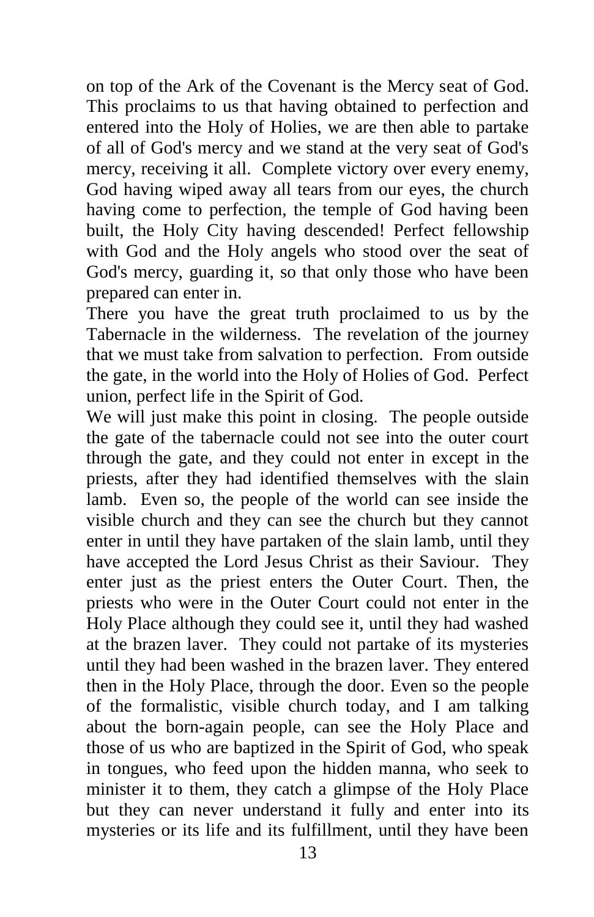on top of the Ark of the Covenant is the Mercy seat of God. This proclaims to us that having obtained to perfection and entered into the Holy of Holies, we are then able to partake of all of God's mercy and we stand at the very seat of God's mercy, receiving it all. Complete victory over every enemy, God having wiped away all tears from our eyes, the church having come to perfection, the temple of God having been built, the Holy City having descended! Perfect fellowship with God and the Holy angels who stood over the seat of God's mercy, guarding it, so that only those who have been prepared can enter in.

There you have the great truth proclaimed to us by the Tabernacle in the wilderness. The revelation of the journey that we must take from salvation to perfection. From outside the gate, in the world into the Holy of Holies of God. Perfect union, perfect life in the Spirit of God.

We will just make this point in closing. The people outside the gate of the tabernacle could not see into the outer court through the gate, and they could not enter in except in the priests, after they had identified themselves with the slain lamb. Even so, the people of the world can see inside the visible church and they can see the church but they cannot enter in until they have partaken of the slain lamb, until they have accepted the Lord Jesus Christ as their Saviour. They enter just as the priest enters the Outer Court. Then, the priests who were in the Outer Court could not enter in the Holy Place although they could see it, until they had washed at the brazen laver. They could not partake of its mysteries until they had been washed in the brazen laver. They entered then in the Holy Place, through the door. Even so the people of the formalistic, visible church today, and I am talking about the born-again people, can see the Holy Place and those of us who are baptized in the Spirit of God, who speak in tongues, who feed upon the hidden manna, who seek to minister it to them, they catch a glimpse of the Holy Place but they can never understand it fully and enter into its mysteries or its life and its fulfillment, until they have been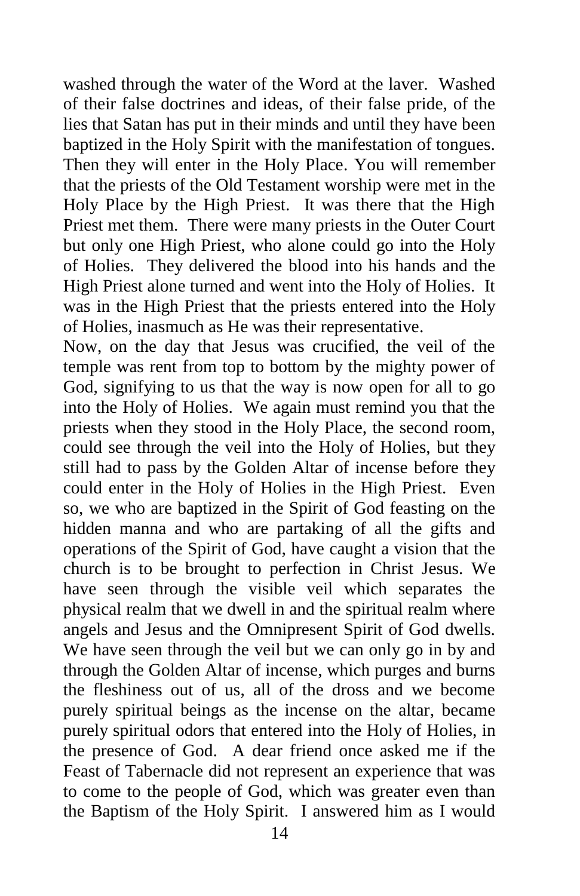washed through the water of the Word at the laver. Washed of their false doctrines and ideas, of their false pride, of the lies that Satan has put in their minds and until they have been baptized in the Holy Spirit with the manifestation of tongues. Then they will enter in the Holy Place. You will remember that the priests of the Old Testament worship were met in the Holy Place by the High Priest. It was there that the High Priest met them. There were many priests in the Outer Court but only one High Priest, who alone could go into the Holy of Holies. They delivered the blood into his hands and the High Priest alone turned and went into the Holy of Holies. It was in the High Priest that the priests entered into the Holy of Holies, inasmuch as He was their representative.

Now, on the day that Jesus was crucified, the veil of the temple was rent from top to bottom by the mighty power of God, signifying to us that the way is now open for all to go into the Holy of Holies. We again must remind you that the priests when they stood in the Holy Place, the second room, could see through the veil into the Holy of Holies, but they still had to pass by the Golden Altar of incense before they could enter in the Holy of Holies in the High Priest. Even so, we who are baptized in the Spirit of God feasting on the hidden manna and who are partaking of all the gifts and operations of the Spirit of God, have caught a vision that the church is to be brought to perfection in Christ Jesus. We have seen through the visible veil which separates the physical realm that we dwell in and the spiritual realm where angels and Jesus and the Omnipresent Spirit of God dwells. We have seen through the veil but we can only go in by and through the Golden Altar of incense, which purges and burns the fleshiness out of us, all of the dross and we become purely spiritual beings as the incense on the altar, became purely spiritual odors that entered into the Holy of Holies, in the presence of God. A dear friend once asked me if the Feast of Tabernacle did not represent an experience that was to come to the people of God, which was greater even than the Baptism of the Holy Spirit. I answered him as I would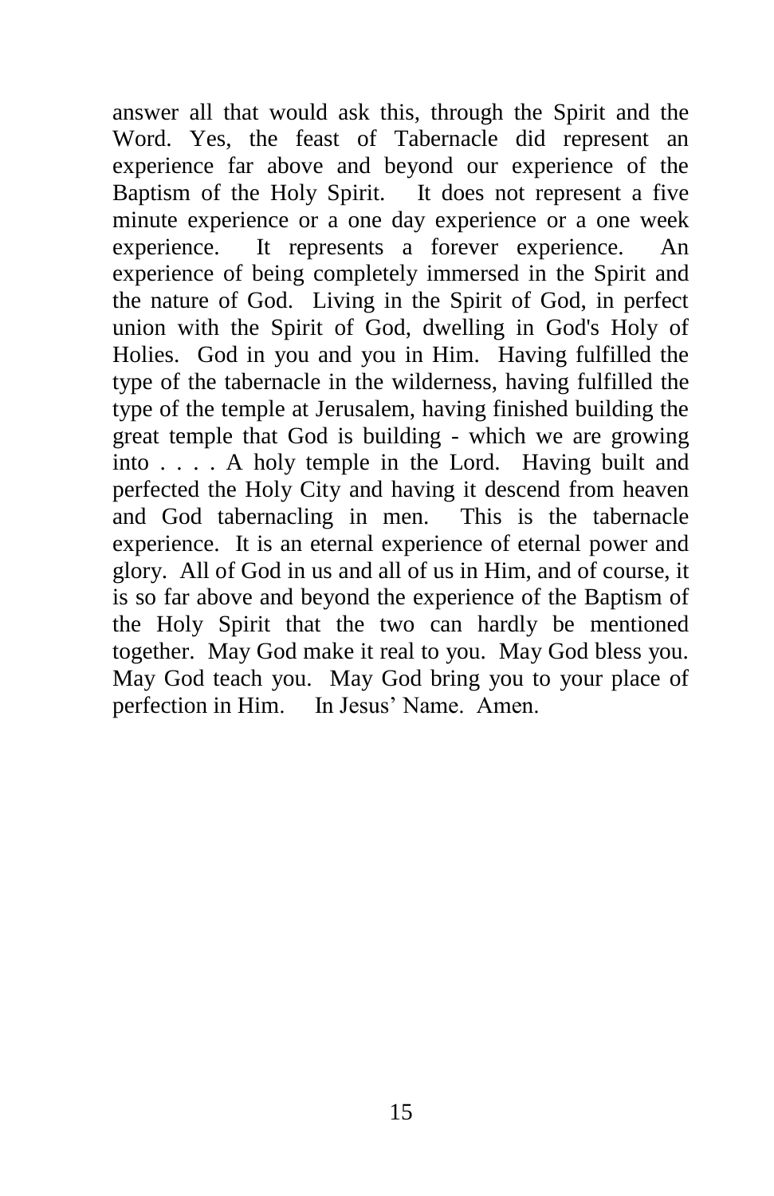answer all that would ask this, through the Spirit and the Word. Yes, the feast of Tabernacle did represent an experience far above and beyond our experience of the Baptism of the Holy Spirit. It does not represent a five minute experience or a one day experience or a one week experience. It represents a forever experience. An experience of being completely immersed in the Spirit and the nature of God. Living in the Spirit of God, in perfect union with the Spirit of God, dwelling in God's Holy of Holies. God in you and you in Him. Having fulfilled the type of the tabernacle in the wilderness, having fulfilled the type of the temple at Jerusalem, having finished building the great temple that God is building - which we are growing into . . . . A holy temple in the Lord. Having built and perfected the Holy City and having it descend from heaven and God tabernacling in men. This is the tabernacle experience. It is an eternal experience of eternal power and glory. All of God in us and all of us in Him, and of course, it is so far above and beyond the experience of the Baptism of the Holy Spirit that the two can hardly be mentioned together. May God make it real to you. May God bless you. May God teach you. May God bring you to your place of perfection in Him. In Jesus' Name. Amen.